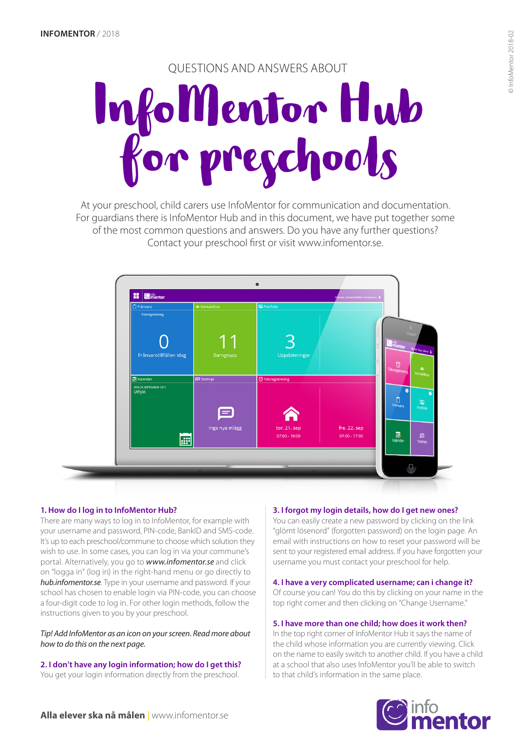INFOMENTOR / 2018

QUESTIONS AND ANSWERS ABOUT

# InfoMentor Hub for preschools

At your preschool, child carers use InfoMentor for communication and documentation. For guardians there is InfoMentor Hub and in this document, we have put together some of the most common questions and answers. Do you have any further questions? Contact your preschool first or visit www.infomentor.se.

### 1. How do I log in to InfoMentor Hub?

There are many ways to log in to InfoMentor, for example with your username and password, PIN-code, BankID and SMS-code. It's up to each preschool/commune to choose which solution they wish to use. In some cases, you can log in via your commune's portal. Alternatively, you go to ***www.infomentor.se*** and click on "logga in" (log in) in the right-hand menu or go directly to ***hub.infomentor.se***. Type in your username and password. If your school has chosen to enable login via PIN-code, you can choose a four-digit code to log in. For other login methods, follow the instructions given to you by your preschool.

*Tip! Add InfoMentor as an icon on your screen. Read more about how to do this on the next page.*

### 2. I don't have any login information; how do I get this?

You get your login information directly from the preschool.

### 3. I forgot my login details, how do I get new ones?

You can easily create a new password by clicking on the link "glömt lösenord" (forgotten password) on the login page. An email with instructions on how to reset your password will be sent to your registered email address. If you have forgotten your username you must contact your preschool for help.

### 4. I have a very complicated username; can i change it?

Of course you can! You do this by clicking on your name in the top right corner and then clicking on "Change Username."

### 5. I have more than one child; how does it work then?

In the top right corner of InfoMentor Hub it says the name of the child whose information you are currently viewing. Click on the name to easily switch to another child. If you have a child at a school that also uses InfoMentor you'll be able to switch to that child's information in the same place.

**Alla elever ska nå målen** | www.infomentor.se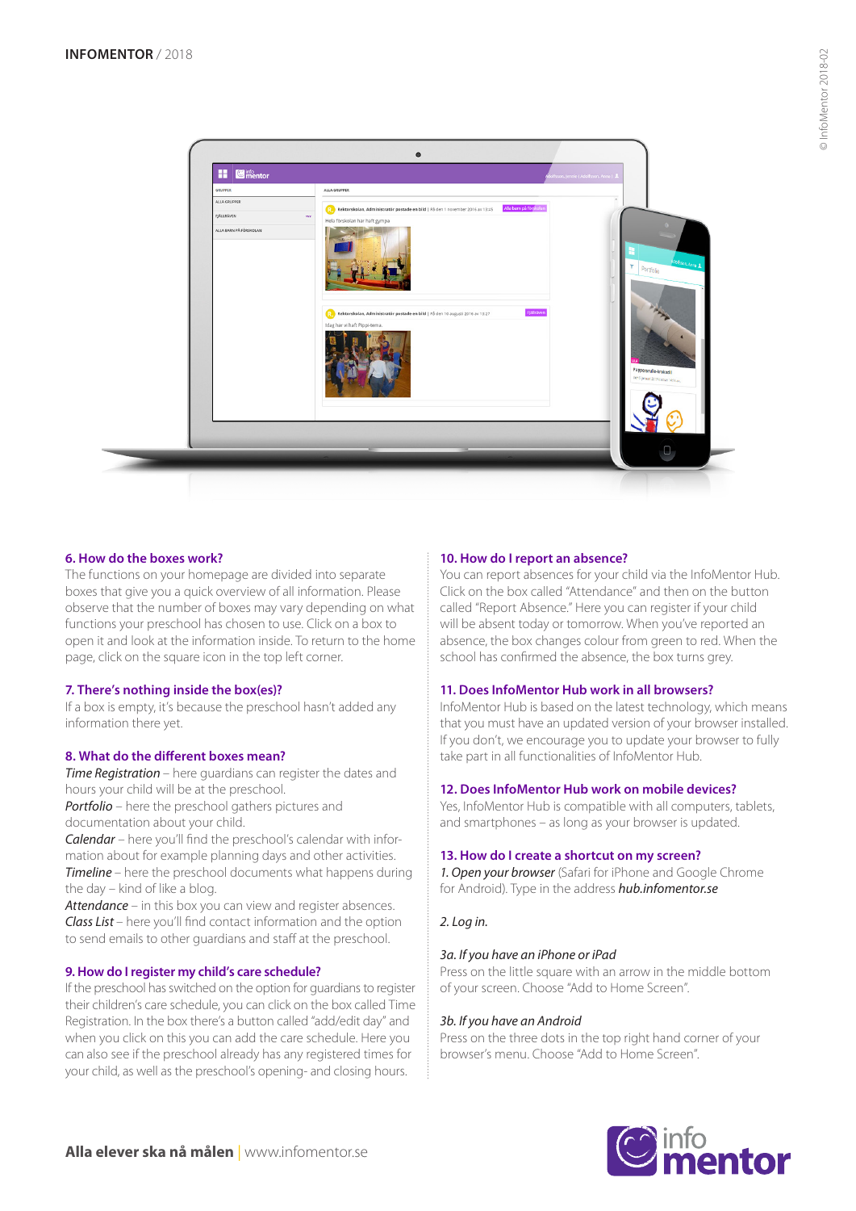## 6. How do the boxes work?

The functions on your homepage are divided into separate boxes that give you a quick overview of all information. Please observe that the number of boxes may vary depending on what functions your preschool has chosen to use. Click on a box to open it and look at the information inside. To return to the home page, click on the square icon in the top left corner.

## 7. There's nothing inside the box(es)?

If a box is empty, it's because the preschool hasn't added any information there yet.

## 8. What do the different boxes mean?

*Time Registration* – here guardians can register the dates and hours your child will be at the preschool.
*Portfolio* – here the preschool gathers pictures and documentation about your child.
*Calendar* – here you'll find the preschool's calendar with information about for example planning days and other activities.
*Timeline* – here the preschool documents what happens during the day – kind of like a blog.
*Attendance* – in this box you can view and register absences.
*Class List* – here you'll find contact information and the option to send emails to other guardians and staff at the preschool.

## 9. How do I register my child's care schedule?

If the preschool has switched on the option for guardians to register their children's care schedule, you can click on the box called Time Registration. In the box there's a button called "add/edit day" and when you click on this you can add the care schedule. Here you can also see if the preschool already has any registered times for your child, as well as the preschool's opening- and closing hours.

## 10. How do I report an absence?

You can report absences for your child via the InfoMentor Hub. Click on the box called "Attendance" and then on the button called "Report Absence." Here you can register if your child will be absent today or tomorrow. When you've reported an absence, the box changes colour from green to red. When the school has confirmed the absence, the box turns grey.

## 11. Does InfoMentor Hub work in all browsers?

InfoMentor Hub is based on the latest technology, which means that you must have an updated version of your browser installed. If you don't, we encourage you to update your browser to fully take part in all functionalities of InfoMentor Hub.

## 12. Does InfoMentor Hub work on mobile devices?

Yes, InfoMentor Hub is compatible with all computers, tablets, and smartphones – as long as your browser is updated.

## 13. How do I create a shortcut on my screen?

*1. Open your browser* (Safari for iPhone and Google Chrome for Android). Type in the address ***hub.infomentor.se***

*2. Log in.*

*3a. If you have an iPhone or iPad*
Press on the little square with an arrow in the middle bottom of your screen. Choose "Add to Home Screen".

*3b. If you have an Android*
Press on the three dots in the top right hand corner of your browser's menu. Choose "Add to Home Screen".

**Alla elever ska nå målen** | www.infomentor.se